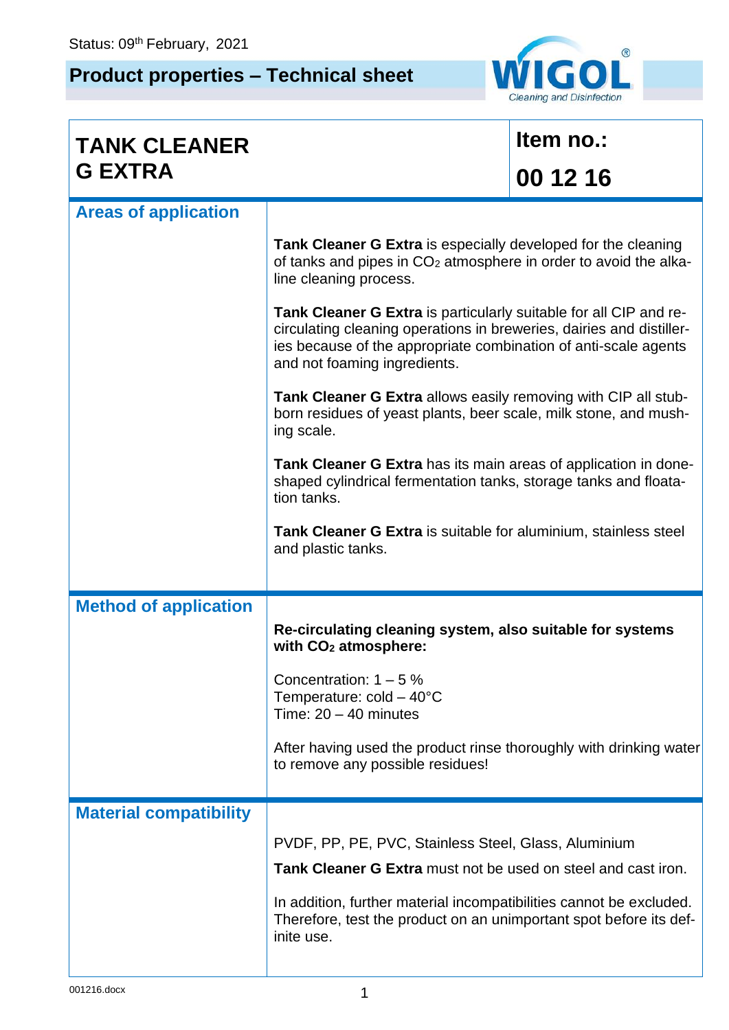Status: 09th February, 2021

# Product properties – Technical sheet

WIGOL® Cleaning and Disinfection

| **TANK CLEANER G EXTRA** | **Item no.: 00 12 16** |
|---|---|

## Areas of application

**Tank Cleaner G Extra** is especially developed for the cleaning of tanks and pipes in $CO_2$ atmosphere in order to avoid the alkaline cleaning process.

**Tank Cleaner G Extra** is particularly suitable for all CIP and re-circulating cleaning operations in breweries, dairies and distilleries because of the appropriate combination of anti-scale agents and not foaming ingredients.

**Tank Cleaner G Extra** allows easily removing with CIP all stubborn residues of yeast plants, beer scale, milk stone, and mushing scale.

**Tank Cleaner G Extra** has its main areas of application in done-shaped cylindrical fermentation tanks, storage tanks and floatation tanks.

**Tank Cleaner G Extra** is suitable for aluminium, stainless steel and plastic tanks.

## Method of application

**Re-circulating cleaning system, also suitable for systems with $CO_2$ atmosphere:**

Concentration: 1 – 5 %
Temperature: cold – 40°C
Time: 20 – 40 minutes

After having used the product rinse thoroughly with drinking water to remove any possible residues!

## Material compatibility

PVDF, PP, PE, PVC, Stainless Steel, Glass, Aluminium

**Tank Cleaner G Extra** must not be used on steel and cast iron.

In addition, further material incompatibilities cannot be excluded. Therefore, test the product on an unimportant spot before its definite use.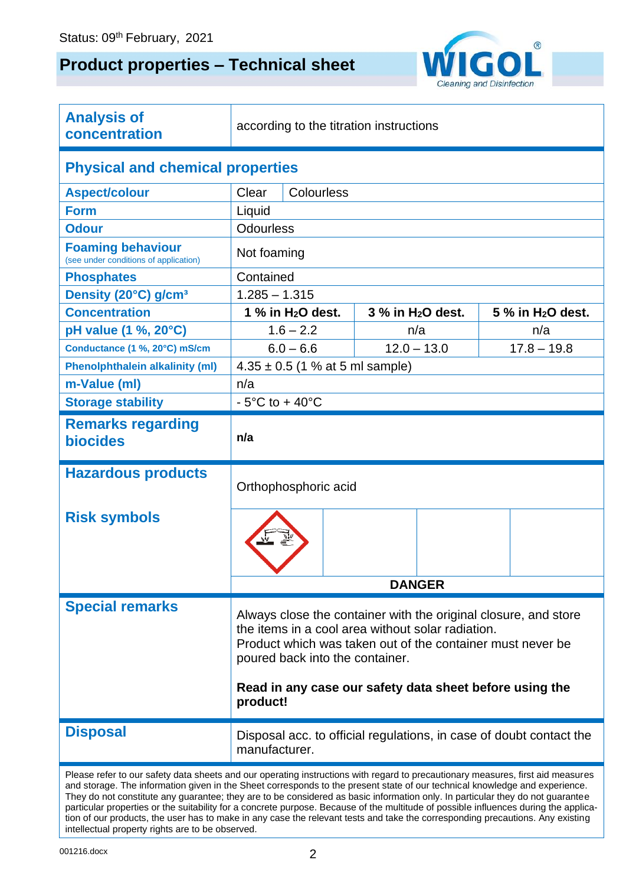Status: 09th February, 2021

# Product properties – Technical sheet

| | | | |
|---|---|---|---|
| **Analysis of concentration** | according to the titration instructions | | |
| **Physical and chemical properties** | | | |
| **Aspect/colour** | Clear | Colourless | |
| **Form** | Liquid | | |
| **Odour** | Odourless | | |
| **Foaming behaviour** (see under conditions of application) | Not foaming | | |
| **Phosphates** | Contained | | |
| **Density (20°C) g/cm³** | 1.285 – 1.315 | | |
| **Concentration** | **1 % in $H_2O$ dest.** | **3 % in $H_2O$ dest.** | **5 % in $H_2O$ dest.** |
| **pH value (1 %, 20°C)** | 1.6 – 2.2 | n/a | n/a |
| **Conductance (1 %, 20°C) mS/cm** | 6.0 – 6.6 | 12.0 – 13.0 | 17.8 – 19.8 |
| **Phenolphthalein alkalinity (ml)** | 4.35 ± 0.5 (1 % at 5 ml sample) | | |
| **m-Value (ml)** | n/a | | |
| **Storage stability** | - 5°C to + 40°C | | |
| **Remarks regarding biocides** | **n/a** | | |
| **Hazardous products** | Orthophosphoric acid | | |
| **Risk symbols** | **DANGER** | | |
| **Special remarks** | Always close the container with the original closure, and store the items in a cool area without solar radiation. Product which was taken out of the container must never be poured back into the container. **Read in any case our safety data sheet before using the product!** | | |
| **Disposal** | Disposal acc. to official regulations, in case of doubt contact the manufacturer. | | |

Please refer to our safety data sheets and our operating instructions with regard to precautionary measures, first aid measures and storage. The information given in the Sheet corresponds to the present state of our technical knowledge and experience. They do not constitute any guarantee; they are to be considered as basic information only. In particular they do not guarantee particular properties or the suitability for a concrete purpose. Because of the multitude of possible influences during the application of our products, the user has to make in any case the relevant tests and take the corresponding precautions. Any existing intellectual property rights are to be observed.

001216.docx